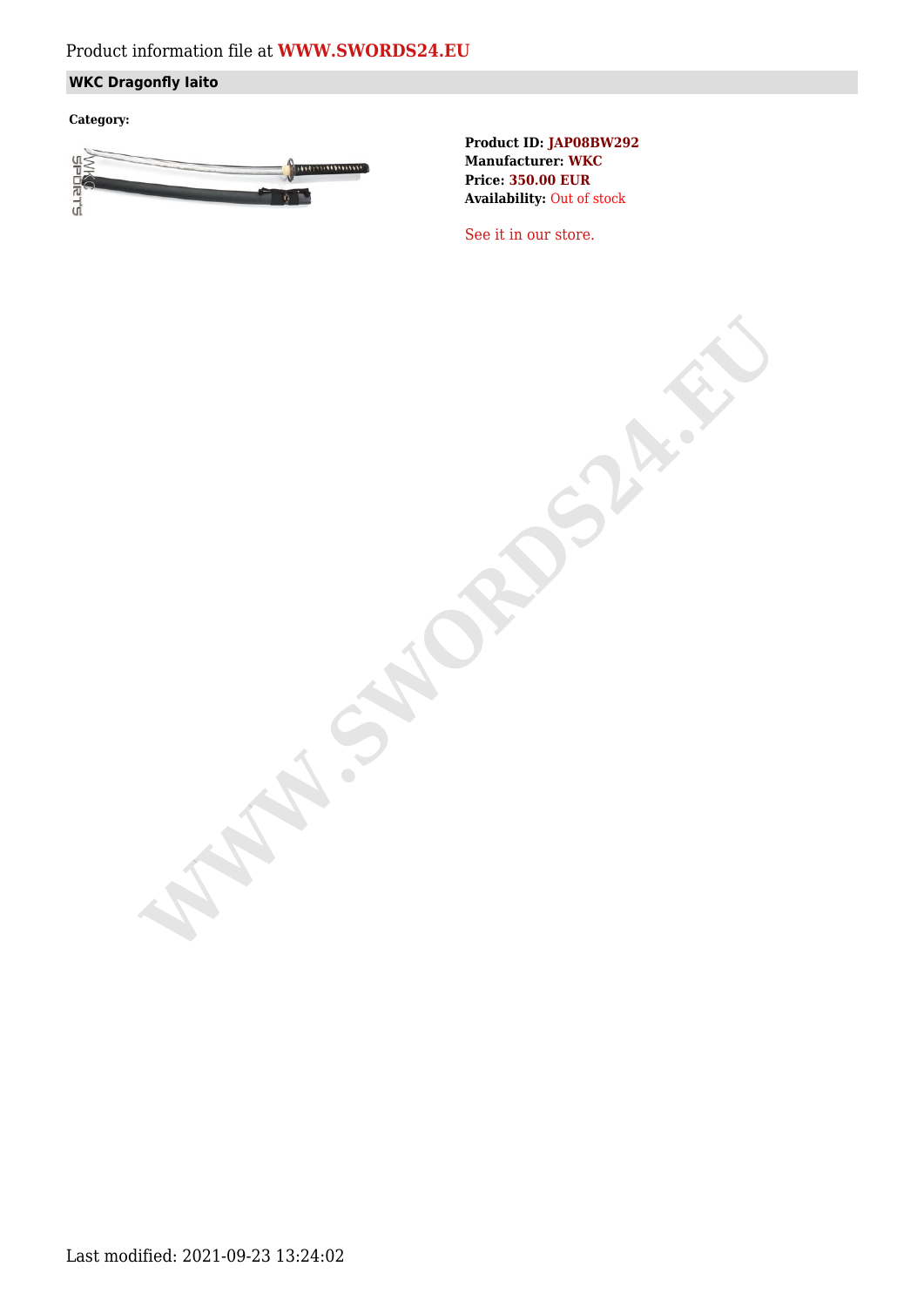Product information file at **WWW.SWORDS24.EU**

## WKC Dragonfly Iaito

**Category:**

**Product ID:** JAP08BW292
**Manufacturer:** WKC
**Price:** 350.00 EUR
**Availability:** Out of stock

See it in our store.

Last modified: 2021-09-23 13:24:02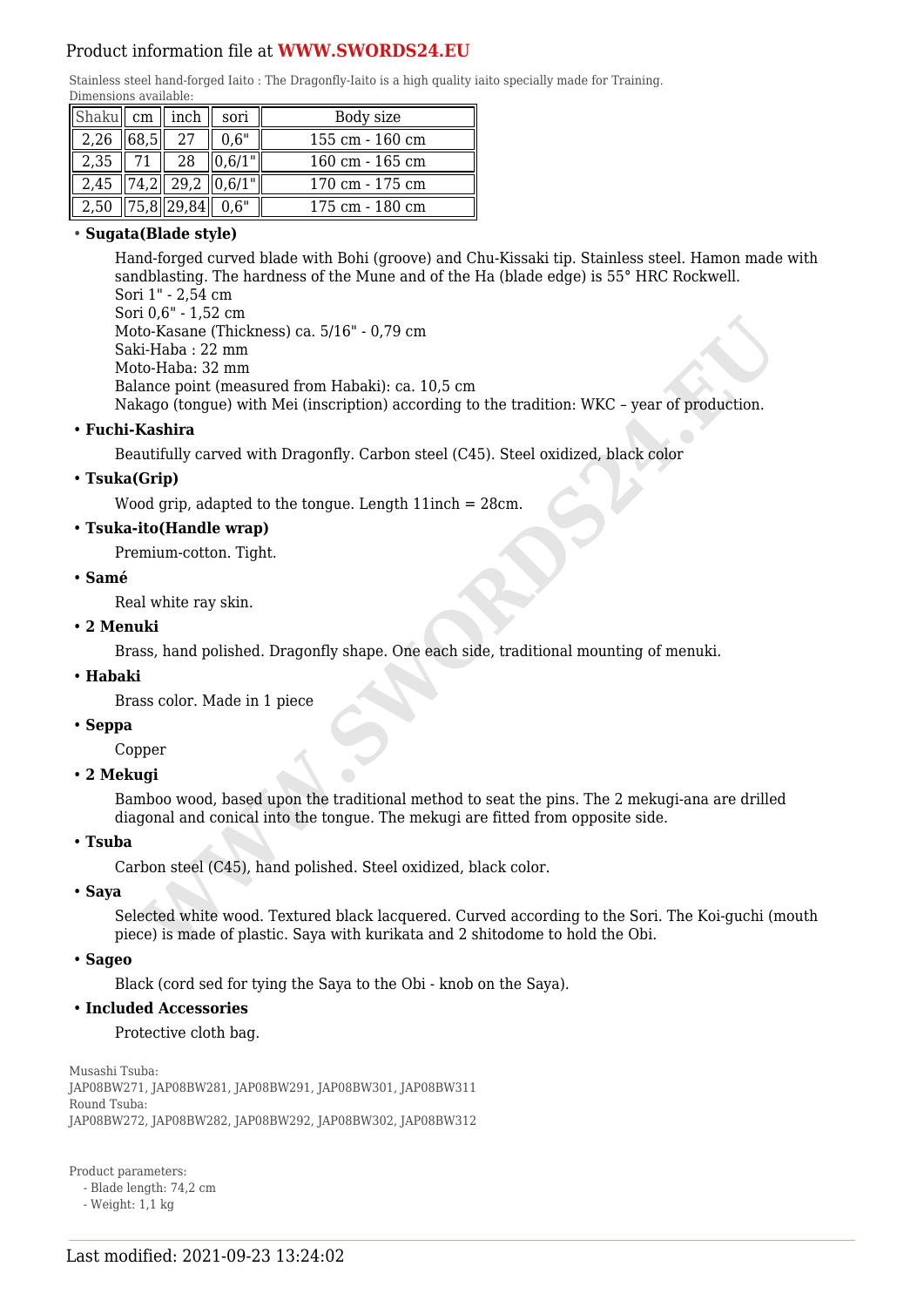Product information file at **WWW.SWORDS24.EU**

Stainless steel hand-forged Iaito : The Dragonfly-Iaito is a high quality iaito specially made for Training.
Dimensions available:

| Shaku | cm | inch | sori | Body size |
|---|---|---|---|---|
| 2,26 | 68,5 | 27 | 0,6" | 155 cm - 160 cm |
| 2,35 | 71 | 28 | 0,6/1" | 160 cm - 165 cm |
| 2,45 | 74,2 | 29,2 | 0,6/1" | 170 cm - 175 cm |
| 2,50 | 75,8 | 29,84 | 0,6" | 175 cm - 180 cm |

- **Sugata(Blade style)**

  Hand-forged curved blade with Bohi (groove) and Chu-Kissaki tip. Stainless steel. Hamon made with sandblasting. The hardness of the Mune and of the Ha (blade edge) is 55° HRC Rockwell.
  Sori 1" - 2,54 cm
  Sori 0,6" - 1,52 cm
  Moto-Kasane (Thickness) ca. 5/16" - 0,79 cm
  Saki-Haba : 22 mm
  Moto-Haba: 32 mm
  Balance point (measured from Habaki): ca. 10,5 cm
  Nakago (tongue) with Mei (inscription) according to the tradition: WKC – year of production.

- **Fuchi-Kashira**

  Beautifully carved with Dragonfly. Carbon steel (C45). Steel oxidized, black color

- **Tsuka(Grip)**

  Wood grip, adapted to the tongue. Length 11inch = 28cm.

- **Tsuka-ito(Handle wrap)**

  Premium-cotton. Tight.

- **Samé**

  Real white ray skin.

- **2 Menuki**

  Brass, hand polished. Dragonfly shape. One each side, traditional mounting of menuki.

- **Habaki**

  Brass color. Made in 1 piece

- **Seppa**

  Copper

- **2 Mekugi**

  Bamboo wood, based upon the traditional method to seat the pins. The 2 mekugi-ana are drilled diagonal and conical into the tongue. The mekugi are fitted from opposite side.

- **Tsuba**

  Carbon steel (C45), hand polished. Steel oxidized, black color.

- **Saya**

  Selected white wood. Textured black lacquered. Curved according to the Sori. The Koi-guchi (mouth piece) is made of plastic. Saya with kurikata and 2 shitodome to hold the Obi.

- **Sageo**

  Black (cord sed for tying the Saya to the Obi - knob on the Saya).

- **Included Accessories**

  Protective cloth bag.

Musashi Tsuba:
JAP08BW271, JAP08BW281, JAP08BW291, JAP08BW301, JAP08BW311
Round Tsuba:
JAP08BW272, JAP08BW282, JAP08BW292, JAP08BW302, JAP08BW312

Product parameters:
- Blade length: 74,2 cm
- Weight: 1,1 kg

Last modified: 2021-09-23 13:24:02